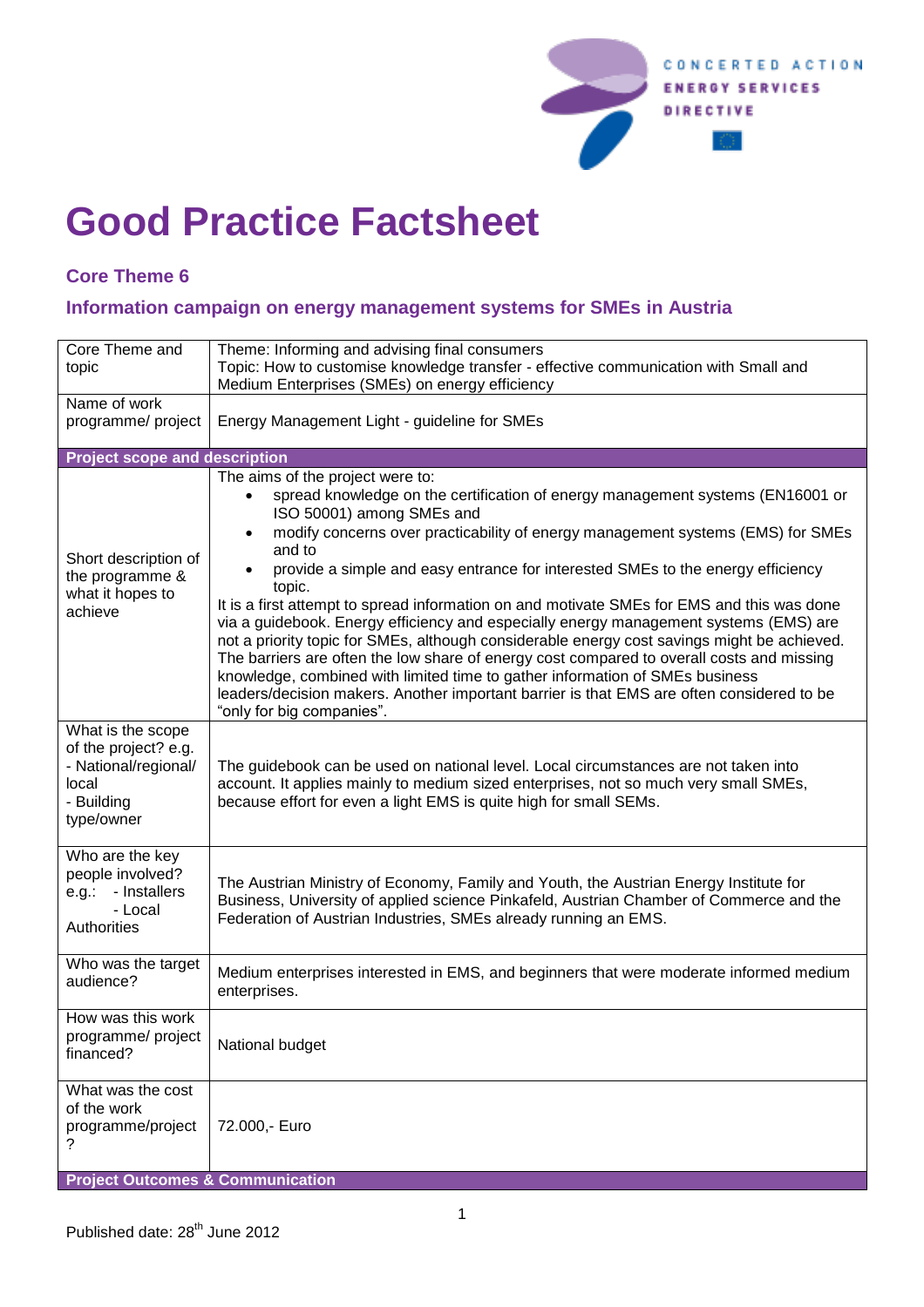# Good Practice Factsheet

### Core Theme 6

### Information campaign on energy management systems for SMEs in Austria

| | |
|---|---|
| Core Theme and topic | Theme: Informing and advising final consumers<br>Topic: How to customise knowledge transfer - effective communication with Small and Medium Enterprises (SMEs) on energy efficiency |
| Name of work programme/ project | Energy Management Light - guideline for SMEs |
| **Project scope and description** | |
| Short description of the programme & what it hopes to achieve | The aims of the project were to:<br>• spread knowledge on the certification of energy management systems (EN16001 or ISO 50001) among SMEs and<br>• modify concerns over practicability of energy management systems (EMS) for SMEs and to<br>• provide a simple and easy entrance for interested SMEs to the energy efficiency topic.<br>It is a first attempt to spread information on and motivate SMEs for EMS and this was done via a guidebook. Energy efficiency and especially energy management systems (EMS) are not a priority topic for SMEs, although considerable energy cost savings might be achieved. The barriers are often the low share of energy cost compared to overall costs and missing knowledge, combined with limited time to gather information of SMEs business leaders/decision makers. Another important barrier is that EMS are often considered to be "only for big companies". |
| What is the scope of the project? e.g.<br>- National/regional/ local<br>- Building type/owner | The guidebook can be used on national level. Local circumstances are not taken into account. It applies mainly to medium sized enterprises, not so much very small SMEs, because effort for even a light EMS is quite high for small SEMs. |
| Who are the key people involved? e.g.: - Installers - Local Authorities | The Austrian Ministry of Economy, Family and Youth, the Austrian Energy Institute for Business, University of applied science Pinkafeld, Austrian Chamber of Commerce and the Federation of Austrian Industries, SMEs already running an EMS. |
| Who was the target audience? | Medium enterprises interested in EMS, and beginners that were moderate informed medium enterprises. |
| How was this work programme/ project financed? | National budget |
| What was the cost of the work programme/project ? | 72.000,- Euro |
| **Project Outcomes & Communication** | |

Published date: 28th June 2012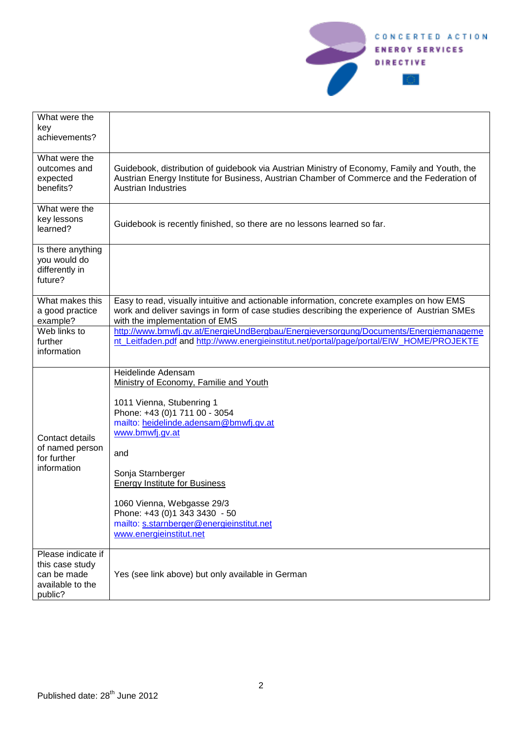| | |
|---|---|
| What were the key achievements? | |
| What were the outcomes and expected benefits? | Guidebook, distribution of guidebook via Austrian Ministry of Economy, Family and Youth, the Austrian Energy Institute for Business, Austrian Chamber of Commerce and the Federation of Austrian Industries |
| What were the key lessons learned? | Guidebook is recently finished, so there are no lessons learned so far. |
| Is there anything you would do differently in future? | |
| What makes this a good practice example? | Easy to read, visually intuitive and actionable information, concrete examples on how EMS work and deliver savings in form of case studies describing the experience of Austrian SMEs with the implementation of EMS |
| Web links to further information | http://www.bmwfj.gv.at/EnergieUndBergbau/Energieversorgung/Documents/Energiemanagement_Leitfaden.pdf and http://www.energieinstitut.net/portal/page/portal/EIW_HOME/PROJEKTE |
| Contact details of named person for further information | Heidelinde Adensam<br>Ministry of Economy, Familie and Youth<br><br>1011 Vienna, Stubenring 1<br>Phone: +43 (0)1 711 00 - 3054<br>mailto: heidelinde.adensam@bmwfj.gv.at<br>www.bmwfj.gv.at<br><br>and<br><br>Sonja Starnberger<br>Energy Institute for Business<br><br>1060 Vienna, Webgasse 29/3<br>Phone: +43 (0)1 343 3430 - 50<br>mailto: s.starnberger@energieinstitut.net<br>www.energieinstitut.net |
| Please indicate if this case study can be made available to the public? | Yes (see link above) but only available in German |

Published date: 28th June 2012